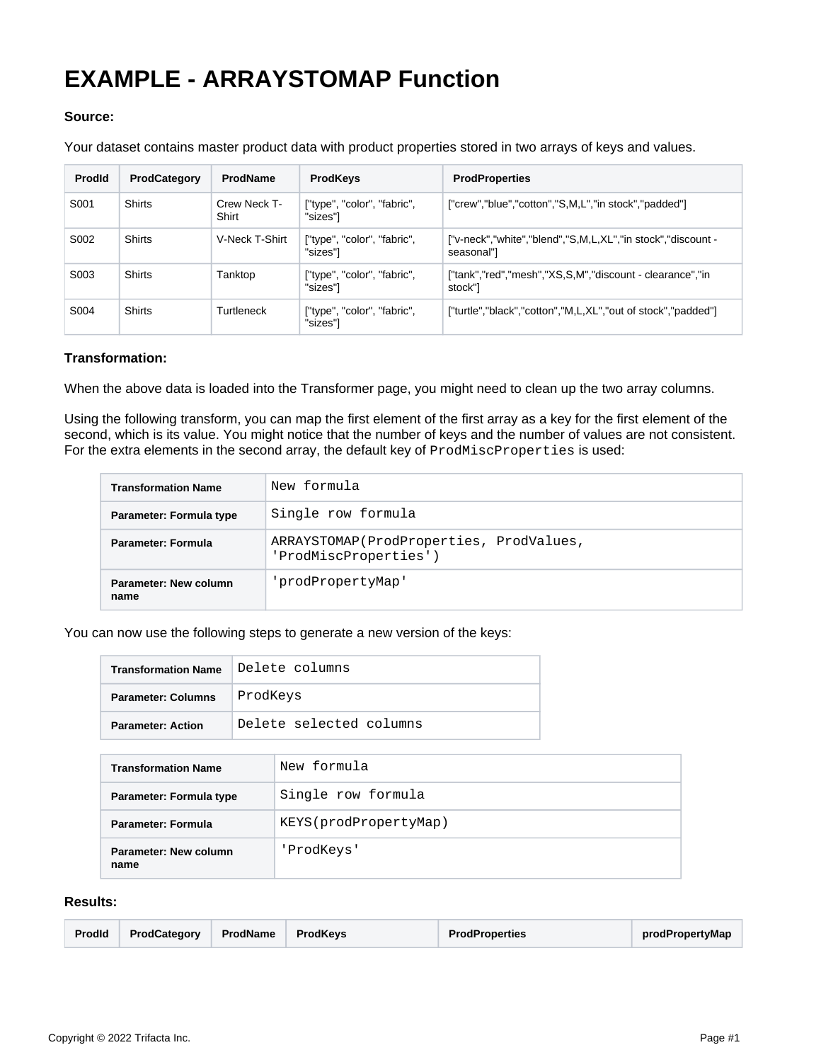# EXAMPLE - ARRAYSTOMAP Function

**Source:**

Your dataset contains master product data with product properties stored in two arrays of keys and values.

| ProdId | ProdCategory | ProdName | ProdKeys | ProdProperties |
| --- | --- | --- | --- | --- |
| S001 | Shirts | Crew Neck T-Shirt | ["type", "color", "fabric", "sizes"] | ["crew","blue","cotton","S,M,L","in stock","padded"] |
| S002 | Shirts | V-Neck T-Shirt | ["type", "color", "fabric", "sizes"] | ["v-neck","white","blend","S,M,L,XL","in stock","discount - seasonal"] |
| S003 | Shirts | Tanktop | ["type", "color", "fabric", "sizes"] | ["tank","red","mesh","XS,S,M","discount - clearance","in stock"] |
| S004 | Shirts | Turtleneck | ["type", "color", "fabric", "sizes"] | ["turtle","black","cotton","M,L,XL","out of stock","padded"] |

**Transformation:**

When the above data is loaded into the Transformer page, you might need to clean up the two array columns.

Using the following transform, you can map the first element of the first array as a key for the first element of the second, which is its value. You might notice that the number of keys and the number of values are not consistent. For the extra elements in the second array, the default key of `ProdMiscProperties` is used:

| Transformation Name | `New formula` |
| --- | --- |
| Parameter: Formula type | `Single row formula` |
| Parameter: Formula | `ARRAYSTOMAP(ProdProperties, ProdValues, 'ProdMiscProperties')` |
| Parameter: New column name | `'prodPropertyMap'` |

You can now use the following steps to generate a new version of the keys:

| Transformation Name | `Delete columns` |
| --- | --- |
| Parameter: Columns | `ProdKeys` |
| Parameter: Action | `Delete selected columns` |

| Transformation Name | `New formula` |
| --- | --- |
| Parameter: Formula type | `Single row formula` |
| Parameter: Formula | `KEYS(prodPropertyMap)` |
| Parameter: New column name | `'ProdKeys'` |

**Results:**

| ProdId | ProdCategory | ProdName | ProdKeys | ProdProperties | prodPropertyMap |
| --- | --- | --- | --- | --- | --- |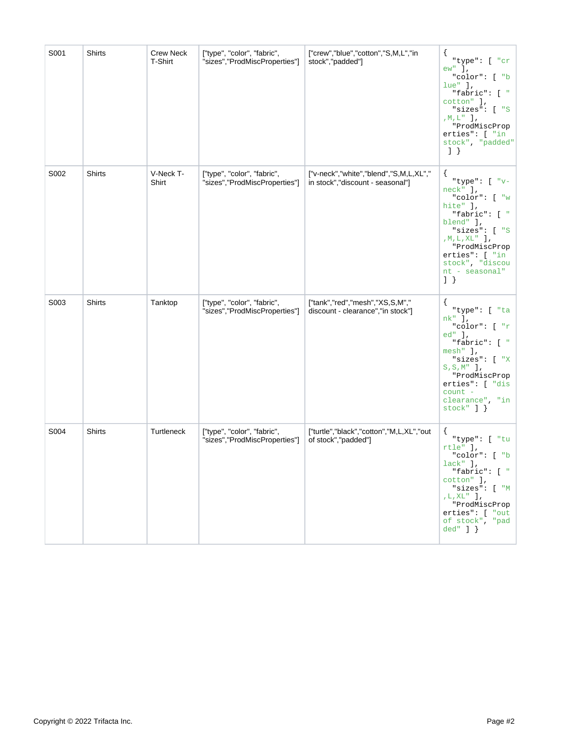| | | | | | |
|---|---|---|---|---|---|
| S001 | Shirts | Crew Neck T-Shirt | ["type", "color", "fabric", "sizes","ProdMiscProperties"] | ["crew","blue","cotton","S,M,L","in stock","padded"] | { "type": [ "crew" ], "color": [ "blue" ], "fabric": [ "cotton" ], "sizes": [ "S,M,L" ], "ProdMiscProperties": [ "in stock", "padded" ] } |
| S002 | Shirts | V-Neck T-Shirt | ["type", "color", "fabric", "sizes","ProdMiscProperties"] | ["v-neck","white","blend","S,M,L,XL"," in stock","discount - seasonal"] | { "type": [ "v-neck" ], "color": [ "white" ], "fabric": [ "blend" ], "sizes": [ "S,M,L,XL" ], "ProdMiscProperties": [ "in stock", "discount - seasonal" ] } |
| S003 | Shirts | Tanktop | ["type", "color", "fabric", "sizes","ProdMiscProperties"] | ["tank","red","mesh","XS,S,M"," discount - clearance","in stock"] | { "type": [ "tank" ], "color": [ "red" ], "fabric": [ "mesh" ], "sizes": [ "XS,S,M" ], "ProdMiscProperties": [ "discount - clearance", "in stock" ] } |
| S004 | Shirts | Turtleneck | ["type", "color", "fabric", "sizes","ProdMiscProperties"] | ["turtle","black","cotton","M,L,XL","out of stock","padded"] | { "type": [ "turtle" ], "color": [ "black" ], "fabric": [ "cotton" ], "sizes": [ "M,L,XL" ], "ProdMiscProperties": [ "out of stock", "padded" ] } |

Copyright © 2022 Trifacta Inc.